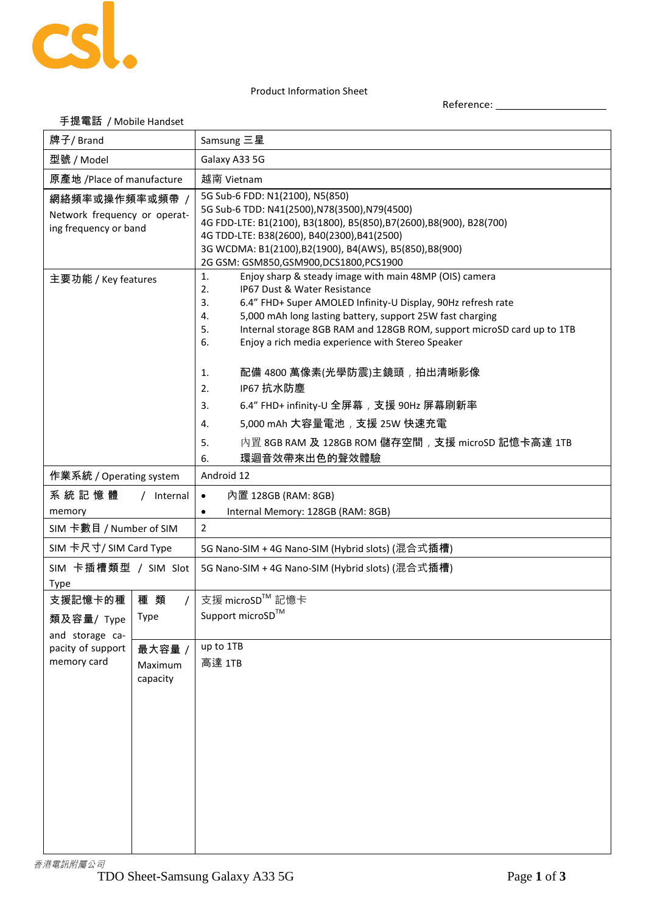csl.

Product Information Sheet

Reference: ____________________

手提電話 / Mobile Handset

| 牌子/ Brand | | Samsung 三星 |
|---|---|---|
| 型號 / Model | | Galaxy A33 5G |
| 原產地 /Place of manufacture | | 越南 Vietnam |
| 網絡頻率或操作頻率或頻帶 / Network frequency or operating frequency or band | | 5G Sub-6 FDD: N1(2100), N5(850)<br>5G Sub-6 TDD: N41(2500),N78(3500),N79(4500)<br>4G FDD-LTE: B1(2100), B3(1800), B5(850),B7(2600),B8(900), B28(700)<br>4G TDD-LTE: B38(2600), B40(2300),B41(2500)<br>3G WCDMA: B1(2100),B2(1900), B4(AWS), B5(850),B8(900)<br>2G GSM: GSM850,GSM900,DCS1800,PCS1900 |
| 主要功能 / Key features | | 1. Enjoy sharp & steady image with main 48MP (OIS) camera<br>2. IP67 Dust & Water Resistance<br>3. 6.4" FHD+ Super AMOLED Infinity-U Display, 90Hz refresh rate<br>4. 5,000 mAh long lasting battery, support 25W fast charging<br>5. Internal storage 8GB RAM and 128GB ROM, support microSD card up to 1TB<br>6. Enjoy a rich media experience with Stereo Speaker<br><br>1. 配備 4800 萬像素(光學防震)主鏡頭，拍出清晰影像<br>2. IP67 抗水防塵<br>3. 6.4" FHD+ infinity-U 全屏幕，支援 90Hz 屏幕刷新率<br>4. 5,000 mAh 大容量電池，支援 25W 快速充電<br>5. 內置 8GB RAM 及 128GB ROM 儲存空間，支援 microSD 記憶卡高達 1TB<br>6. 環迴音效帶來出色的聲效體驗 |
| 作業系統 / Operating system | | Android 12 |
| 系統記憶體 / Internal memory | | • 內置 128GB (RAM: 8GB)<br>• Internal Memory: 128GB (RAM: 8GB) |
| SIM 卡數目 / Number of SIM | | 2 |
| SIM 卡尺寸/ SIM Card Type | | 5G Nano-SIM + 4G Nano-SIM (Hybrid slots) (混合式插槽) |
| SIM 卡插槽類型 / SIM Slot Type | | 5G Nano-SIM + 4G Nano-SIM (Hybrid slots) (混合式插槽) |
| 支援記憶卡的種類及容量/ Type and storage capacity of support memory card | 種類 / Type | 支援 microSD™ 記憶卡<br>Support microSD™ |
| | 最大容量 / Maximum capacity | up to 1TB<br>高達 1TB |

香港電訊附屬公司

TDO Sheet-Samsung Galaxy A33 5G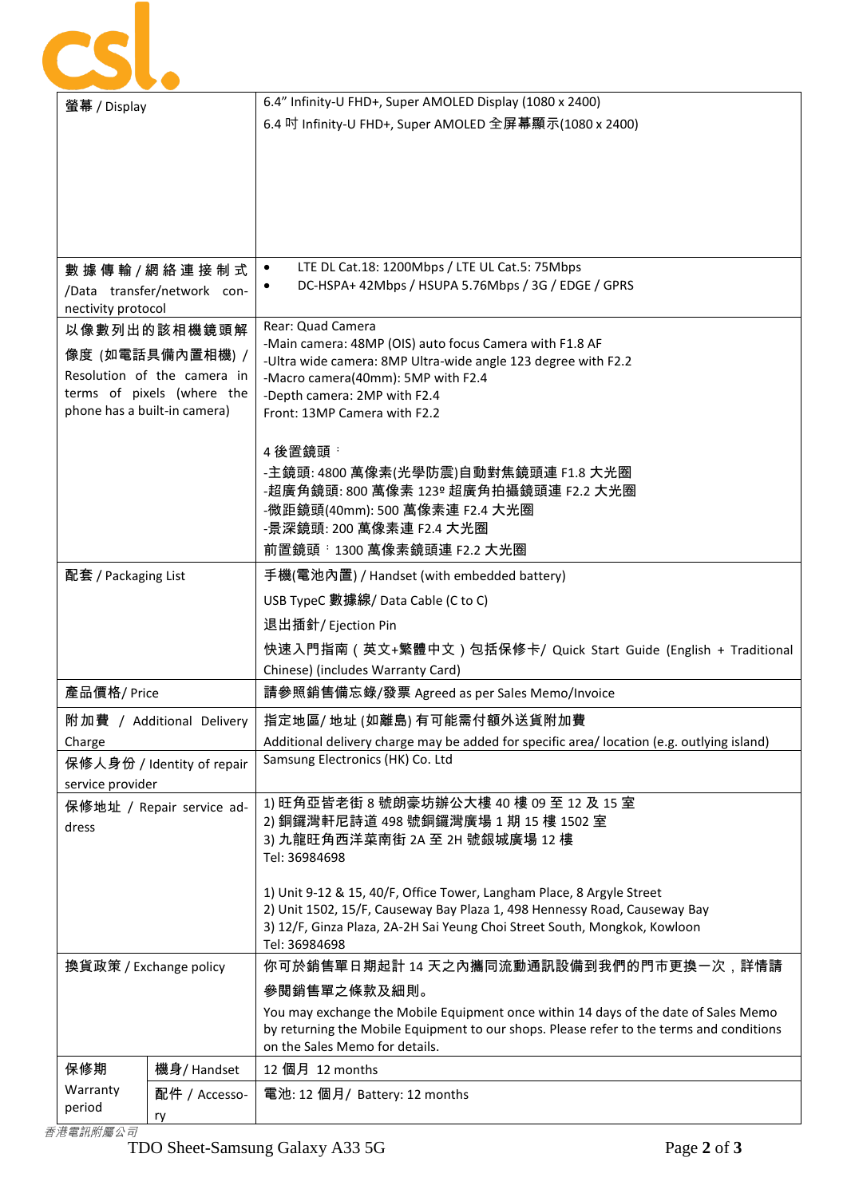| | | |
|---|---|---|
| 螢幕 / Display | | 6.4” Infinity-U FHD+, Super AMOLED Display (1080 x 2400)<br>6.4 吋 Infinity-U FHD+, Super AMOLED 全屏幕顯示(1080 x 2400) |
| 數據傳輸/網絡連接制式 /Data transfer/network connectivity protocol | | • LTE DL Cat.18: 1200Mbps / LTE UL Cat.5: 75Mbps<br>• DC-HSPA+ 42Mbps / HSUPA 5.76Mbps / 3G / EDGE / GPRS |
| 以像數列出的該相機鏡頭解像度 (如電話具備內置相機) / Resolution of the camera in terms of pixels (where the phone has a built-in camera) | | Rear: Quad Camera<br>-Main camera: 48MP (OIS) auto focus Camera with F1.8 AF<br>-Ultra wide camera: 8MP Ultra-wide angle 123 degree with F2.2<br>-Macro camera(40mm): 5MP with F2.4<br>-Depth camera: 2MP with F2.4<br>Front: 13MP Camera with F2.2<br><br>4 後置鏡頭：<br>-主鏡頭: 4800 萬像素(光學防震)自動對焦鏡頭連 F1.8 大光圈<br>-超廣角鏡頭: 800 萬像素 123º 超廣角拍攝鏡頭連 F2.2 大光圈<br>-微距鏡頭(40mm): 500 萬像素連 F2.4 大光圈<br>-景深鏡頭: 200 萬像素連 F2.4 大光圈<br>前置鏡頭：1300 萬像素鏡頭連 F2.2 大光圈 |
| 配套 / Packaging List | | 手機(電池內置) / Handset (with embedded battery)<br>USB TypeC 數據線/ Data Cable (C to C)<br>退出插針/ Ejection Pin<br>快速入門指南（英文+繁體中文）包括保修卡/ Quick Start Guide (English + Traditional Chinese) (includes Warranty Card) |
| 產品價格/ Price | | 請參照銷售備忘錄/發票 Agreed as per Sales Memo/Invoice |
| 附加費 / Additional Delivery Charge | | 指定地區/ 地址 (如離島) 有可能需付額外送貨附加費<br>Additional delivery charge may be added for specific area/ location (e.g. outlying island) |
| 保修人身份 / Identity of repair service provider | | Samsung Electronics (HK) Co. Ltd |
| 保修地址 / Repair service address | | 1) 旺角亞皆老街 8 號朗豪坊辦公大樓 40 樓 09 至 12 及 15 室<br>2) 銅鑼灣軒尼詩道 498 號銅鑼灣廣場 1 期 15 樓 1502 室<br>3) 九龍旺角西洋菜南街 2A 至 2H 號銀城廣場 12 樓<br>Tel: 36984698<br><br>1) Unit 9-12 & 15, 40/F, Office Tower, Langham Place, 8 Argyle Street<br>2) Unit 1502, 15/F, Causeway Bay Plaza 1, 498 Hennessy Road, Causeway Bay<br>3) 12/F, Ginza Plaza, 2A-2H Sai Yeung Choi Street South, Mongkok, Kowloon<br>Tel: 36984698 |
| 換貨政策 / Exchange policy | | 你可於銷售單日期起計 14 天之內攜同流動通訊設備到我們的門市更換一次，詳情請參閱銷售單之條款及細則。<br>You may exchange the Mobile Equipment once within 14 days of the date of Sales Memo by returning the Mobile Equipment to our shops. Please refer to the terms and conditions on the Sales Memo for details. |
| 保修期 Warranty period | 機身/ Handset | 12 個月 12 months |
| | 配件 / Accessory | 電池: 12 個月/ Battery: 12 months |

香港電訊附屬公司

TDO Sheet-Samsung Galaxy A33 5G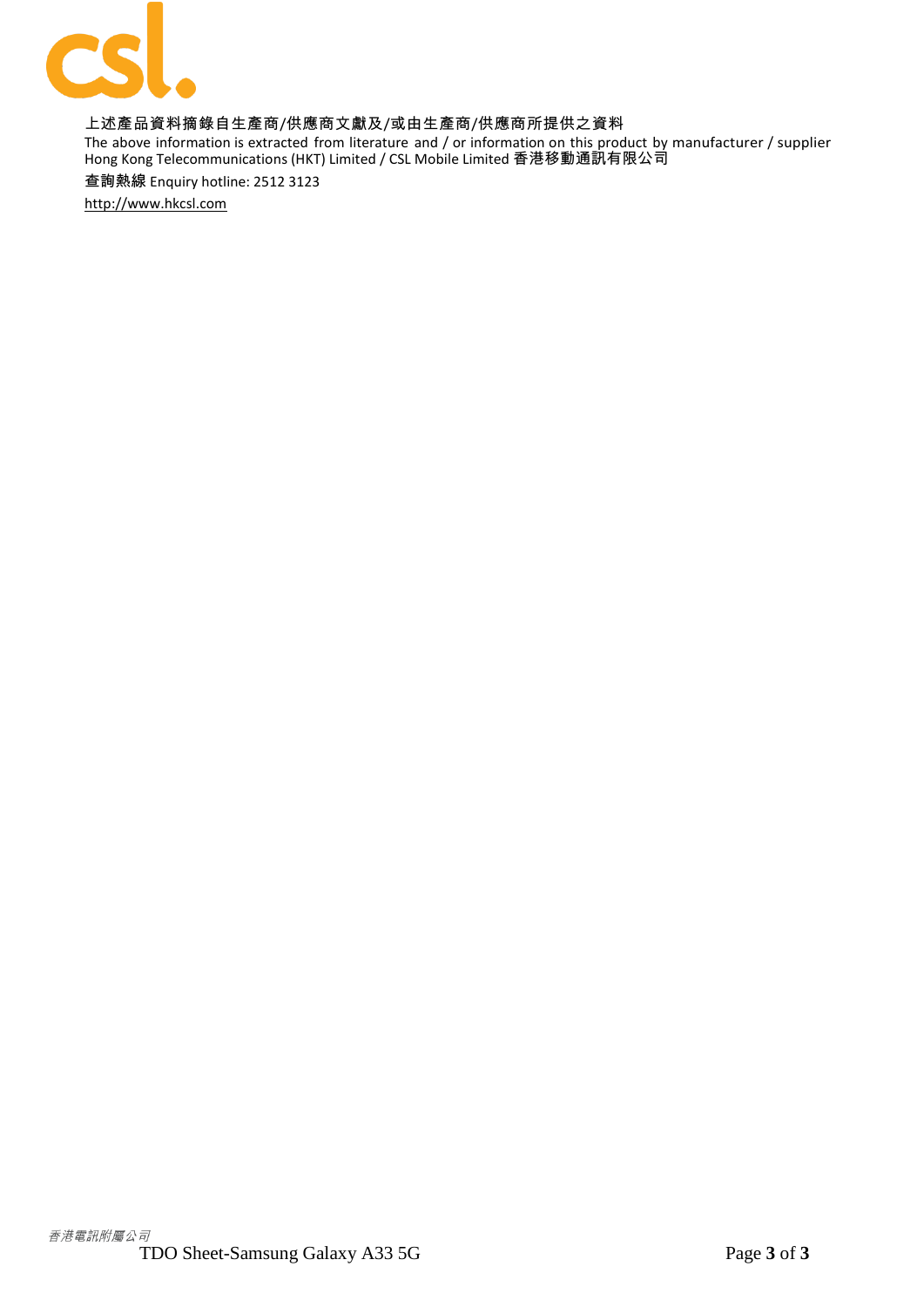上述產品資料摘錄自生產商/供應商文獻及/或由生產商/供應商所提供之資料

The above information is extracted from literature and / or information on this product by manufacturer / supplier
Hong Kong Telecommunications (HKT) Limited / CSL Mobile Limited 香港移動通訊有限公司

查詢熱線 Enquiry hotline: 2512 3123

http://www.hkcsl.com